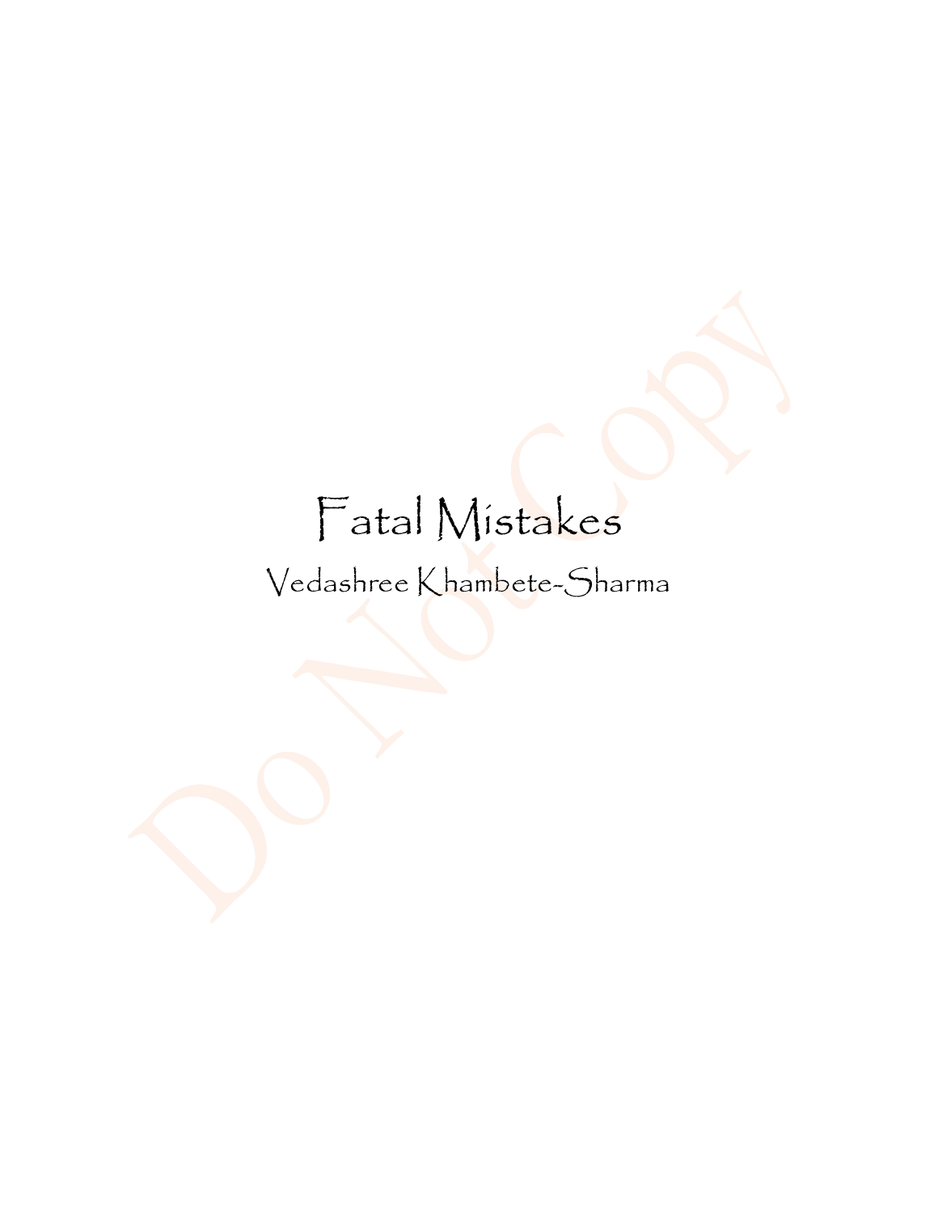# Fatal Mistakes

Vedashree Khambete-Sharma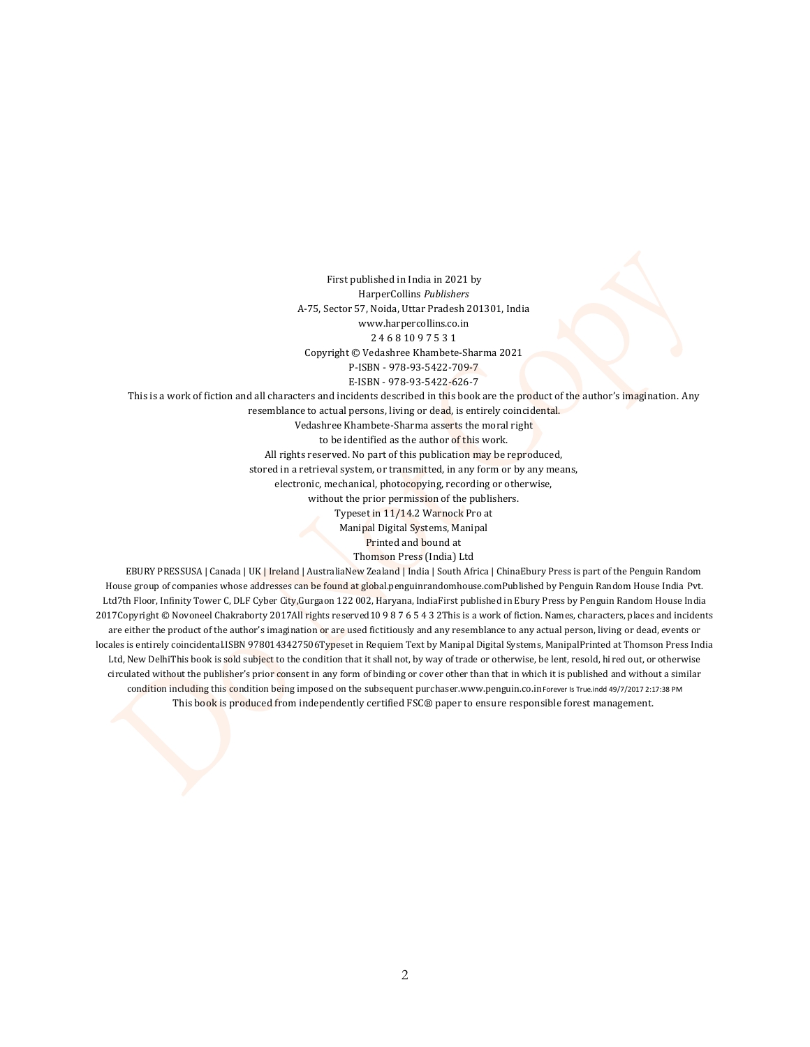First published in India in 2021 by
HarperCollins *Publishers*
A-75, Sector 57, Noida, Uttar Pradesh 201301, India
www.harpercollins.co.in
2 4 6 8 10 9 7 5 3 1
Copyright © Vedashree Khambete-Sharma 2021
P-ISBN - 978-93-5422-709-7
E-ISBN - 978-93-5422-626-7
This is a work of fiction and all characters and incidents described in this book are the product of the author's imagination. Any resemblance to actual persons, living or dead, is entirely coincidental.
Vedashree Khambete-Sharma asserts the moral right
to be identified as the author of this work.
All rights reserved. No part of this publication may be reproduced,
stored in a retrieval system, or transmitted, in any form or by any means,
electronic, mechanical, photocopying, recording or otherwise,
without the prior permission of the publishers.
Typeset in 11/14.2 Warnock Pro at
Manipal Digital Systems, Manipal
Printed and bound at
Thomson Press (India) Ltd

EBURY PRESSUSA | Canada | UK | Ireland | AustraliaNew Zealand | India | South Africa | ChinaEbury Press is part of the Penguin Random House group of companies whose addresses can be found at global.penguinrandomhouse.comPublished by Penguin Random House India Pvt. Ltd7th Floor, Infinity Tower C, DLF Cyber City,Gurgaon 122 002, Haryana, IndiaFirst published in Ebury Press by Penguin Random House India 2017Copyright © Novoneel Chakraborty 2017All rights reserved10 9 8 7 6 5 4 3 2This is a work of fiction. Names, characters, places and incidents are either the product of the author's imagination or are used fictitiously and any resemblance to any actual person, living or dead, events or locales is entirely coincidental.ISBN 9780143427506Typeset in Requiem Text by Manipal Digital Systems, ManipalPrinted at Thomson Press India Ltd, New DelhiThis book is sold subject to the condition that it shall not, by way of trade or otherwise, be lent, resold, hired out, or otherwise circulated without the publisher's prior consent in any form of binding or cover other than that in which it is published and without a similar condition including this condition being imposed on the subsequent purchaser.www.penguin.co.inForever Is True.indd 49/7/2017 2:17:38 PM
This book is produced from independently certified FSC® paper to ensure responsible forest management.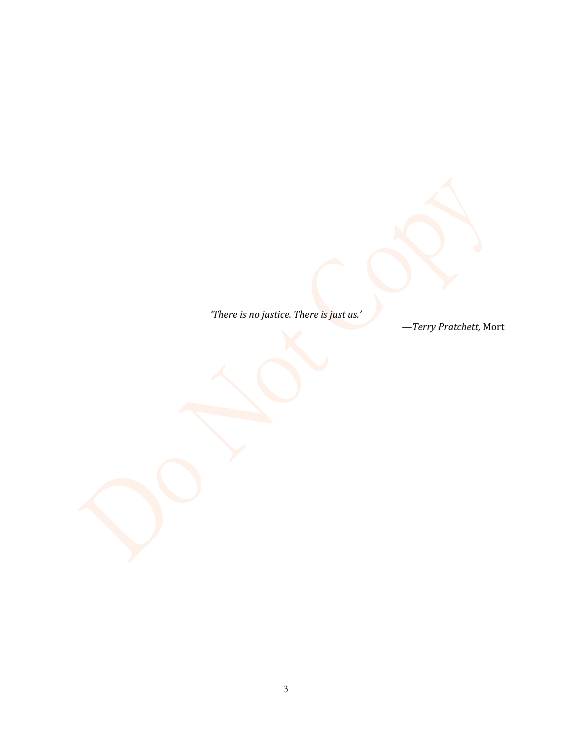*'There is no justice. There is just us.'*

—*Terry Pratchett,* Mort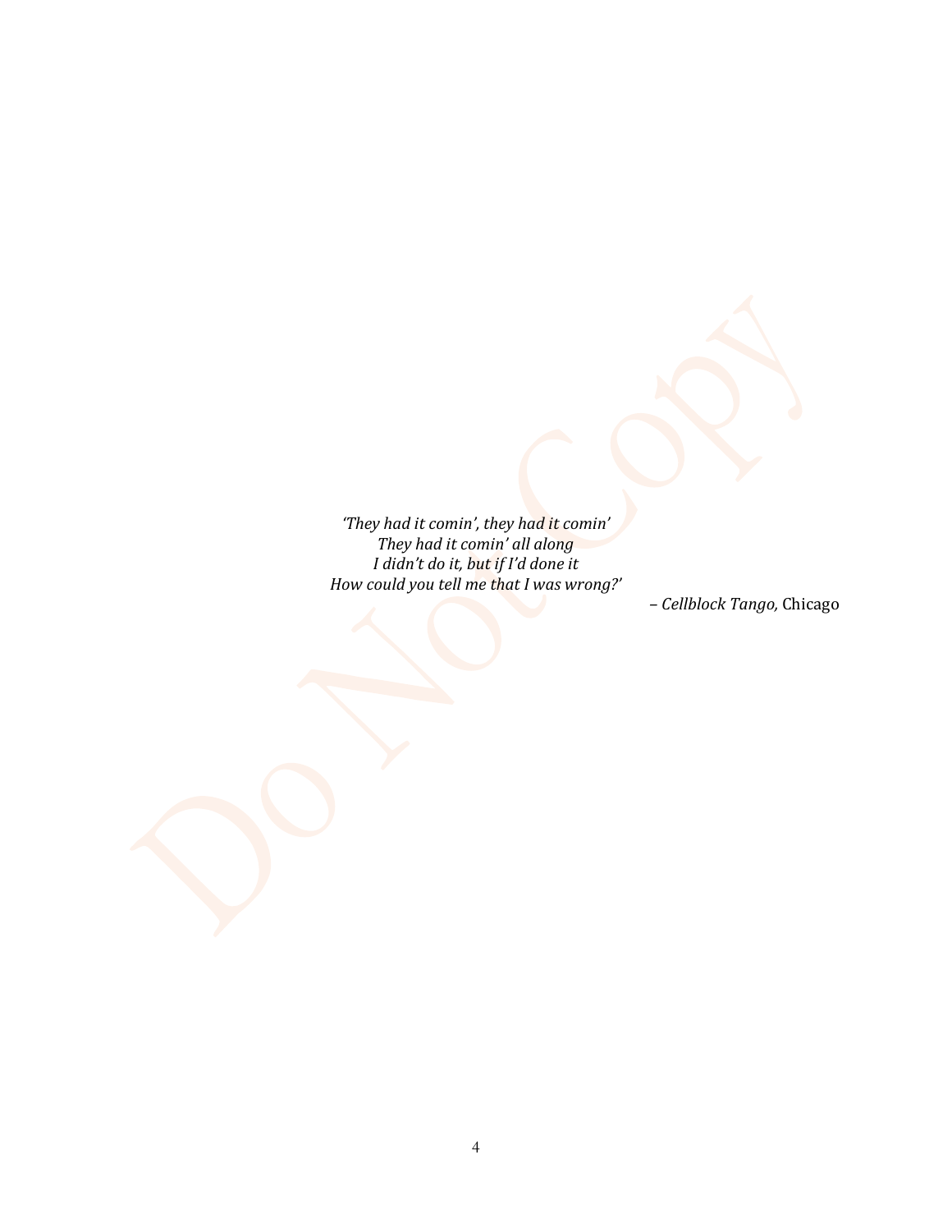*'They had it comin', they had it comin'*
*They had it comin' all along*
*I didn't do it, but if I'd done it*
*How could you tell me that I was wrong?'*

– *Cellblock Tango,* Chicago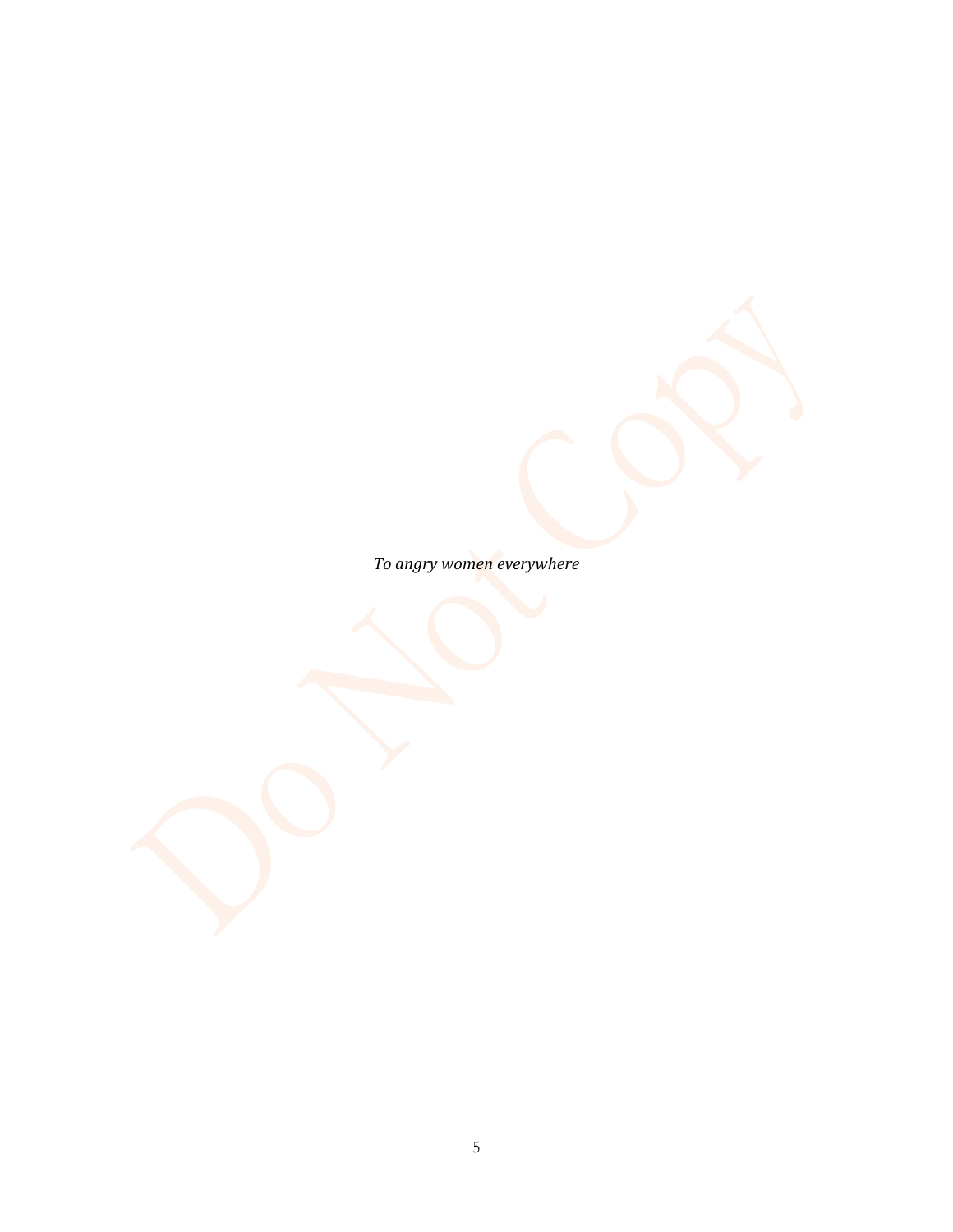*To angry women everywhere*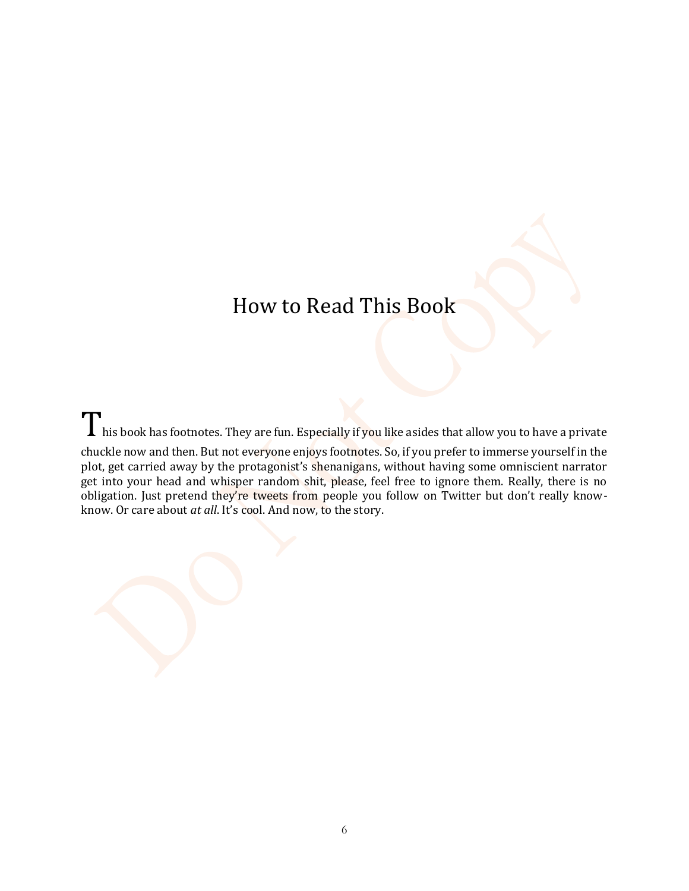# How to Read This Book

This book has footnotes. They are fun. Especially if you like asides that allow you to have a private chuckle now and then. But not everyone enjoys footnotes. So, if you prefer to immerse yourself in the plot, get carried away by the protagonist's shenanigans, without having some omniscient narrator get into your head and whisper random shit, please, feel free to ignore them. Really, there is no obligation. Just pretend they're tweets from people you follow on Twitter but don't really know-know. Or care about *at all*. It's cool. And now, to the story.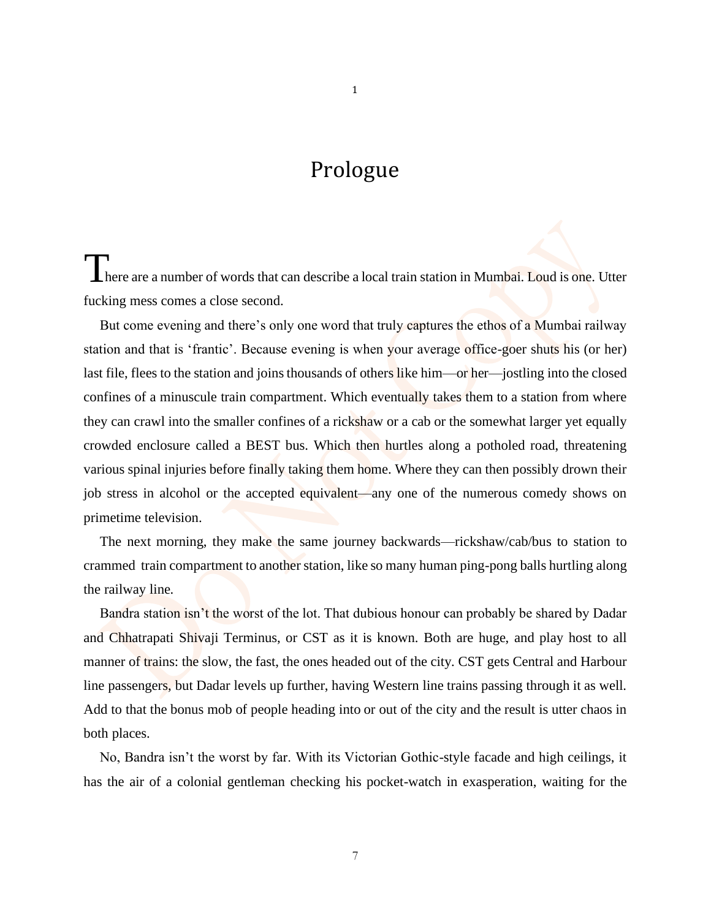# Prologue

There are a number of words that can describe a local train station in Mumbai. Loud is one. Utter fucking mess comes a close second.

But come evening and there's only one word that truly captures the ethos of a Mumbai railway station and that is 'frantic'. Because evening is when your average office-goer shuts his (or her) last file, flees to the station and joins thousands of others like him—or her—jostling into the closed confines of a minuscule train compartment. Which eventually takes them to a station from where they can crawl into the smaller confines of a rickshaw or a cab or the somewhat larger yet equally crowded enclosure called a BEST bus. Which then hurtles along a potholed road, threatening various spinal injuries before finally taking them home. Where they can then possibly drown their job stress in alcohol or the accepted equivalent—any one of the numerous comedy shows on primetime television.

The next morning, they make the same journey backwards—rickshaw/cab/bus to station to crammed train compartment to another station, like so many human ping-pong balls hurtling along the railway line.

Bandra station isn't the worst of the lot. That dubious honour can probably be shared by Dadar and Chhatrapati Shivaji Terminus, or CST as it is known. Both are huge, and play host to all manner of trains: the slow, the fast, the ones headed out of the city. CST gets Central and Harbour line passengers, but Dadar levels up further, having Western line trains passing through it as well. Add to that the bonus mob of people heading into or out of the city and the result is utter chaos in both places.

No, Bandra isn't the worst by far. With its Victorian Gothic-style facade and high ceilings, it has the air of a colonial gentleman checking his pocket-watch in exasperation, waiting for the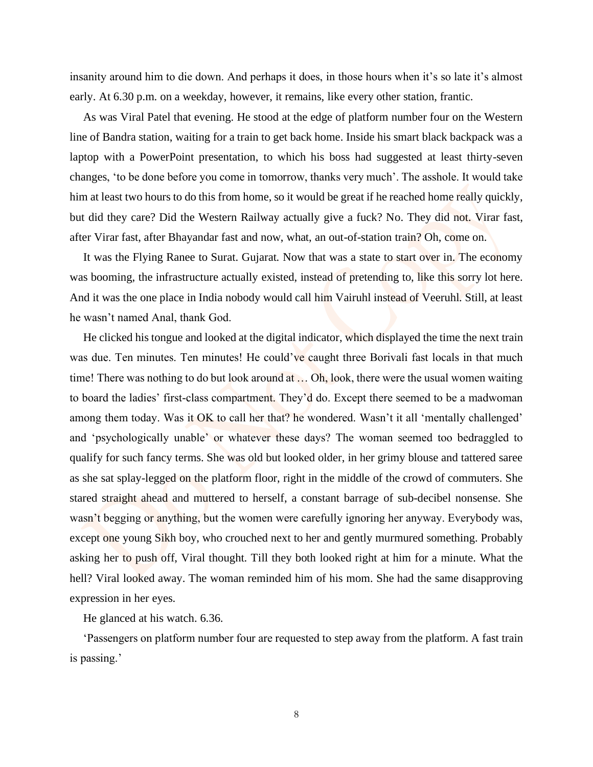insanity around him to die down. And perhaps it does, in those hours when it's so late it's almost early. At 6.30 p.m. on a weekday, however, it remains, like every other station, frantic.

As was Viral Patel that evening. He stood at the edge of platform number four on the Western line of Bandra station, waiting for a train to get back home. Inside his smart black backpack was a laptop with a PowerPoint presentation, to which his boss had suggested at least thirty-seven changes, 'to be done before you come in tomorrow, thanks very much'. The asshole. It would take him at least two hours to do this from home, so it would be great if he reached home really quickly, but did they care? Did the Western Railway actually give a fuck? No. They did not. Virar fast, after Virar fast, after Bhayandar fast and now, what, an out-of-station train? Oh, come on.

It was the Flying Ranee to Surat. Gujarat. Now that was a state to start over in. The economy was booming, the infrastructure actually existed, instead of pretending to, like this sorry lot here. And it was the one place in India nobody would call him Vairuhl instead of Veeruhl. Still, at least he wasn't named Anal, thank God.

He clicked his tongue and looked at the digital indicator, which displayed the time the next train was due. Ten minutes. Ten minutes! He could've caught three Borivali fast locals in that much time! There was nothing to do but look around at … Oh, look, there were the usual women waiting to board the ladies' first-class compartment. They'd do. Except there seemed to be a madwoman among them today. Was it OK to call her that? he wondered. Wasn't it all 'mentally challenged' and 'psychologically unable' or whatever these days? The woman seemed too bedraggled to qualify for such fancy terms. She was old but looked older, in her grimy blouse and tattered saree as she sat splay-legged on the platform floor, right in the middle of the crowd of commuters. She stared straight ahead and muttered to herself, a constant barrage of sub-decibel nonsense. She wasn't begging or anything, but the women were carefully ignoring her anyway. Everybody was, except one young Sikh boy, who crouched next to her and gently murmured something. Probably asking her to push off, Viral thought. Till they both looked right at him for a minute. What the hell? Viral looked away. The woman reminded him of his mom. She had the same disapproving expression in her eyes.

He glanced at his watch. 6.36.

'Passengers on platform number four are requested to step away from the platform. A fast train is passing.'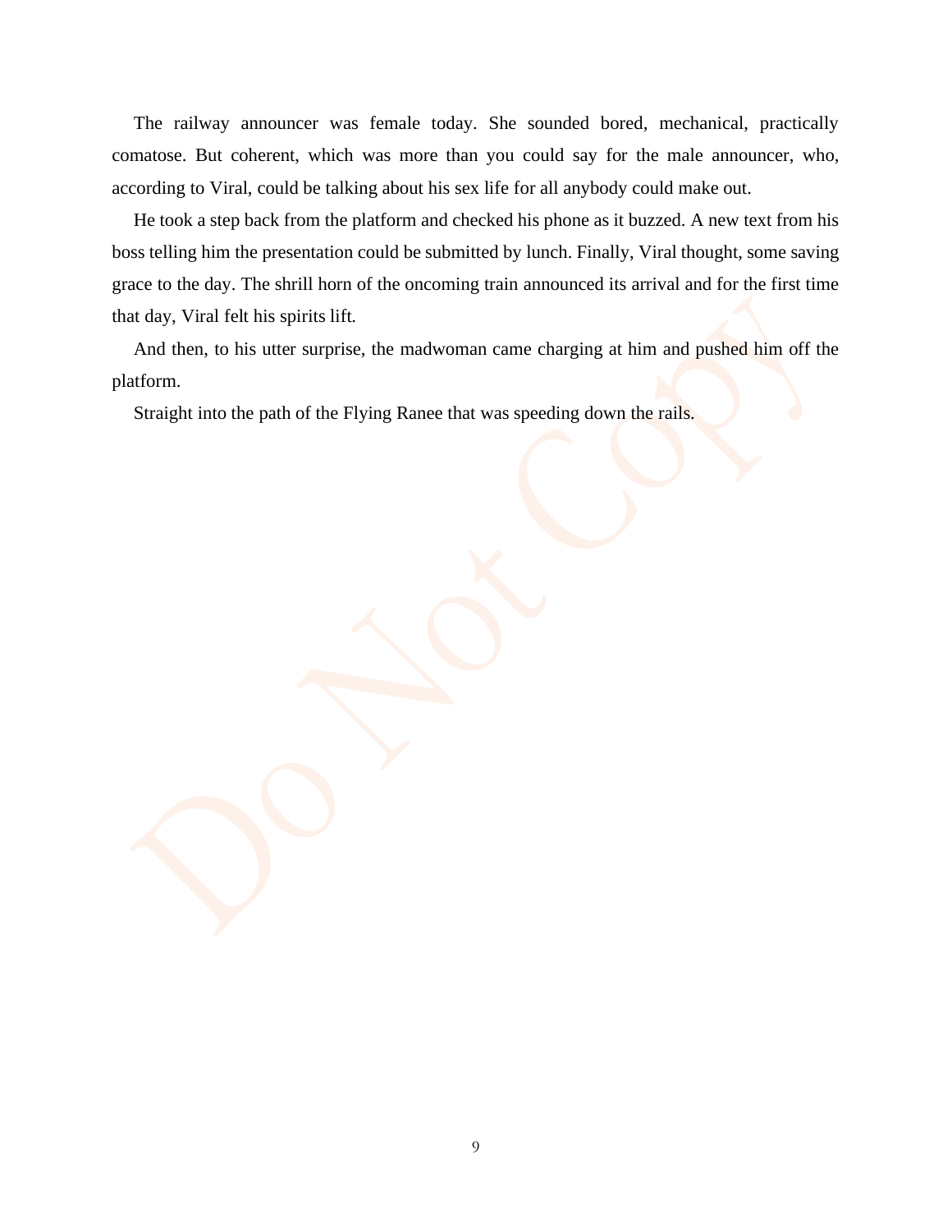The railway announcer was female today. She sounded bored, mechanical, practically comatose. But coherent, which was more than you could say for the male announcer, who, according to Viral, could be talking about his sex life for all anybody could make out.

He took a step back from the platform and checked his phone as it buzzed. A new text from his boss telling him the presentation could be submitted by lunch. Finally, Viral thought, some saving grace to the day. The shrill horn of the oncoming train announced its arrival and for the first time that day, Viral felt his spirits lift.

And then, to his utter surprise, the madwoman came charging at him and pushed him off the platform.

Straight into the path of the Flying Ranee that was speeding down the rails.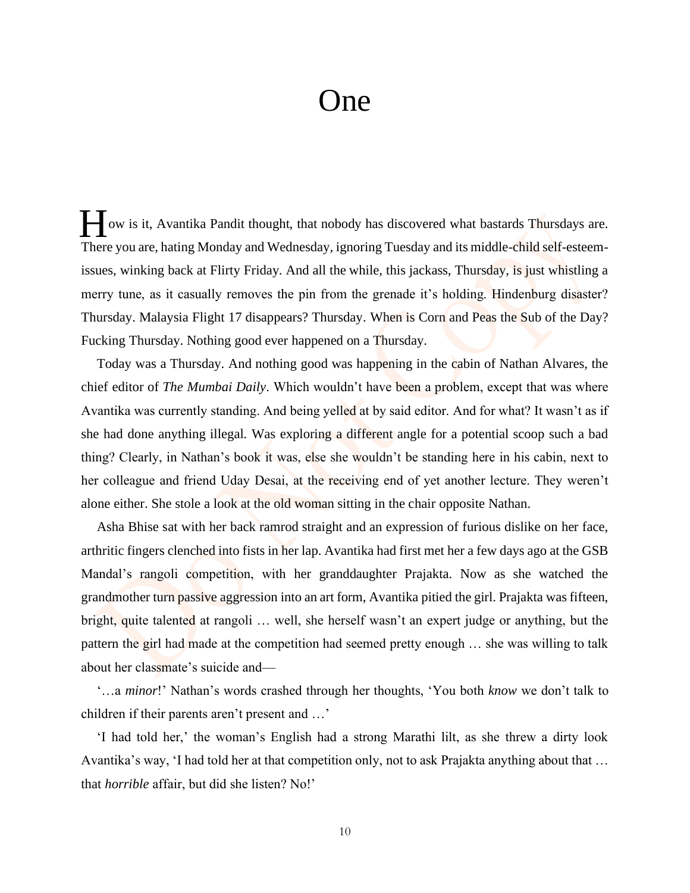# One

How is it, Avantika Pandit thought, that nobody has discovered what bastards Thursdays are. There you are, hating Monday and Wednesday, ignoring Tuesday and its middle-child self-esteem-issues, winking back at Flirty Friday. And all the while, this jackass, Thursday, is just whistling a merry tune, as it casually removes the pin from the grenade it's holding. Hindenburg disaster? Thursday. Malaysia Flight 17 disappears? Thursday. When is Corn and Peas the Sub of the Day? Fucking Thursday. Nothing good ever happened on a Thursday.

Today was a Thursday. And nothing good was happening in the cabin of Nathan Alvares, the chief editor of *The Mumbai Daily*. Which wouldn't have been a problem, except that was where Avantika was currently standing. And being yelled at by said editor. And for what? It wasn't as if she had done anything illegal. Was exploring a different angle for a potential scoop such a bad thing? Clearly, in Nathan's book it was, else she wouldn't be standing here in his cabin, next to her colleague and friend Uday Desai, at the receiving end of yet another lecture. They weren't alone either. She stole a look at the old woman sitting in the chair opposite Nathan.

Asha Bhise sat with her back ramrod straight and an expression of furious dislike on her face, arthritic fingers clenched into fists in her lap. Avantika had first met her a few days ago at the GSB Mandal's rangoli competition, with her granddaughter Prajakta. Now as she watched the grandmother turn passive aggression into an art form, Avantika pitied the girl. Prajakta was fifteen, bright, quite talented at rangoli … well, she herself wasn't an expert judge or anything, but the pattern the girl had made at the competition had seemed pretty enough … she was willing to talk about her classmate's suicide and—

'…a *minor*!' Nathan's words crashed through her thoughts, 'You both *know* we don't talk to children if their parents aren't present and …'

'I had told her,' the woman's English had a strong Marathi lilt, as she threw a dirty look Avantika's way, 'I had told her at that competition only, not to ask Prajakta anything about that … that *horrible* affair, but did she listen? No!'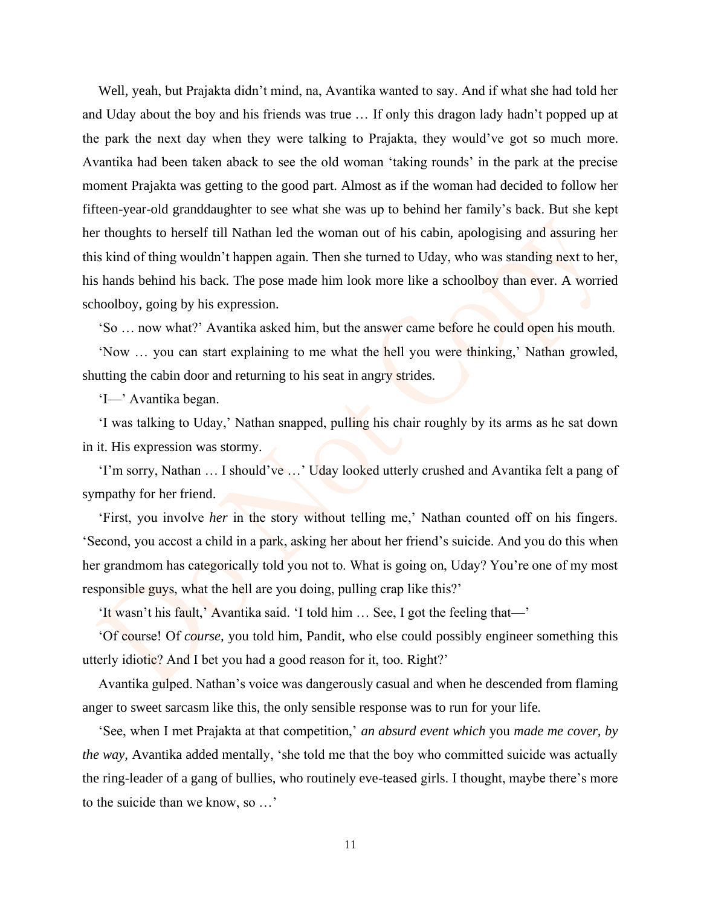Well, yeah, but Prajakta didn't mind, na, Avantika wanted to say. And if what she had told her and Uday about the boy and his friends was true … If only this dragon lady hadn't popped up at the park the next day when they were talking to Prajakta, they would've got so much more. Avantika had been taken aback to see the old woman 'taking rounds' in the park at the precise moment Prajakta was getting to the good part. Almost as if the woman had decided to follow her fifteen-year-old granddaughter to see what she was up to behind her family's back. But she kept her thoughts to herself till Nathan led the woman out of his cabin, apologising and assuring her this kind of thing wouldn't happen again. Then she turned to Uday, who was standing next to her, his hands behind his back. The pose made him look more like a schoolboy than ever. A worried schoolboy, going by his expression.

'So … now what?' Avantika asked him, but the answer came before he could open his mouth.

'Now … you can start explaining to me what the hell you were thinking,' Nathan growled, shutting the cabin door and returning to his seat in angry strides.

'I—' Avantika began.

'I was talking to Uday,' Nathan snapped, pulling his chair roughly by its arms as he sat down in it. His expression was stormy.

'I'm sorry, Nathan … I should've …' Uday looked utterly crushed and Avantika felt a pang of sympathy for her friend.

'First, you involve *her* in the story without telling me,' Nathan counted off on his fingers. 'Second, you accost a child in a park, asking her about her friend's suicide. And you do this when her grandmom has categorically told you not to. What is going on, Uday? You're one of my most responsible guys, what the hell are you doing, pulling crap like this?'

'It wasn't his fault,' Avantika said. 'I told him … See, I got the feeling that—'

'Of course! Of *course,* you told him, Pandit, who else could possibly engineer something this utterly idiotic? And I bet you had a good reason for it, too. Right?'

Avantika gulped. Nathan's voice was dangerously casual and when he descended from flaming anger to sweet sarcasm like this, the only sensible response was to run for your life.

'See, when I met Prajakta at that competition,' *an absurd event which* you *made me cover, by the way,* Avantika added mentally, 'she told me that the boy who committed suicide was actually the ring-leader of a gang of bullies, who routinely eve-teased girls. I thought, maybe there's more to the suicide than we know, so …'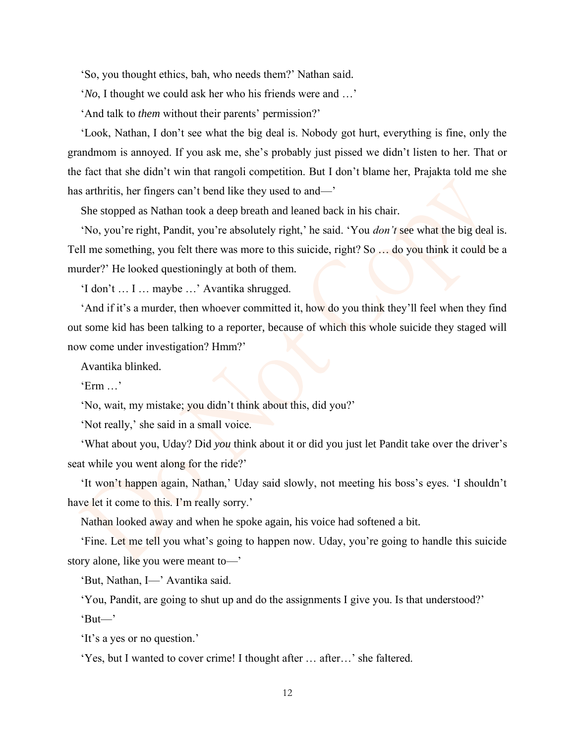'So, you thought ethics, bah, who needs them?' Nathan said.

'*No*, I thought we could ask her who his friends were and …'

'And talk to *them* without their parents' permission?'

'Look, Nathan, I don't see what the big deal is. Nobody got hurt, everything is fine, only the grandmom is annoyed. If you ask me, she's probably just pissed we didn't listen to her. That or the fact that she didn't win that rangoli competition. But I don't blame her, Prajakta told me she has arthritis, her fingers can't bend like they used to and—'

She stopped as Nathan took a deep breath and leaned back in his chair.

'No, you're right, Pandit, you're absolutely right,' he said. 'You *don't* see what the big deal is. Tell me something, you felt there was more to this suicide, right? So … do you think it could be a murder?' He looked questioningly at both of them.

'I don't … I … maybe …' Avantika shrugged.

'And if it's a murder, then whoever committed it, how do you think they'll feel when they find out some kid has been talking to a reporter, because of which this whole suicide they staged will now come under investigation? Hmm?'

Avantika blinked.

'Erm …'

'No, wait, my mistake; you didn't think about this, did you?'

'Not really,' she said in a small voice.

'What about you, Uday? Did *you* think about it or did you just let Pandit take over the driver's seat while you went along for the ride?'

'It won't happen again, Nathan,' Uday said slowly, not meeting his boss's eyes. 'I shouldn't have let it come to this. I'm really sorry.'

Nathan looked away and when he spoke again, his voice had softened a bit.

'Fine. Let me tell you what's going to happen now. Uday, you're going to handle this suicide story alone, like you were meant to—'

'But, Nathan, I—' Avantika said.

'You, Pandit, are going to shut up and do the assignments I give you. Is that understood?'

'But—'

'It's a yes or no question.'

'Yes, but I wanted to cover crime! I thought after … after…' she faltered.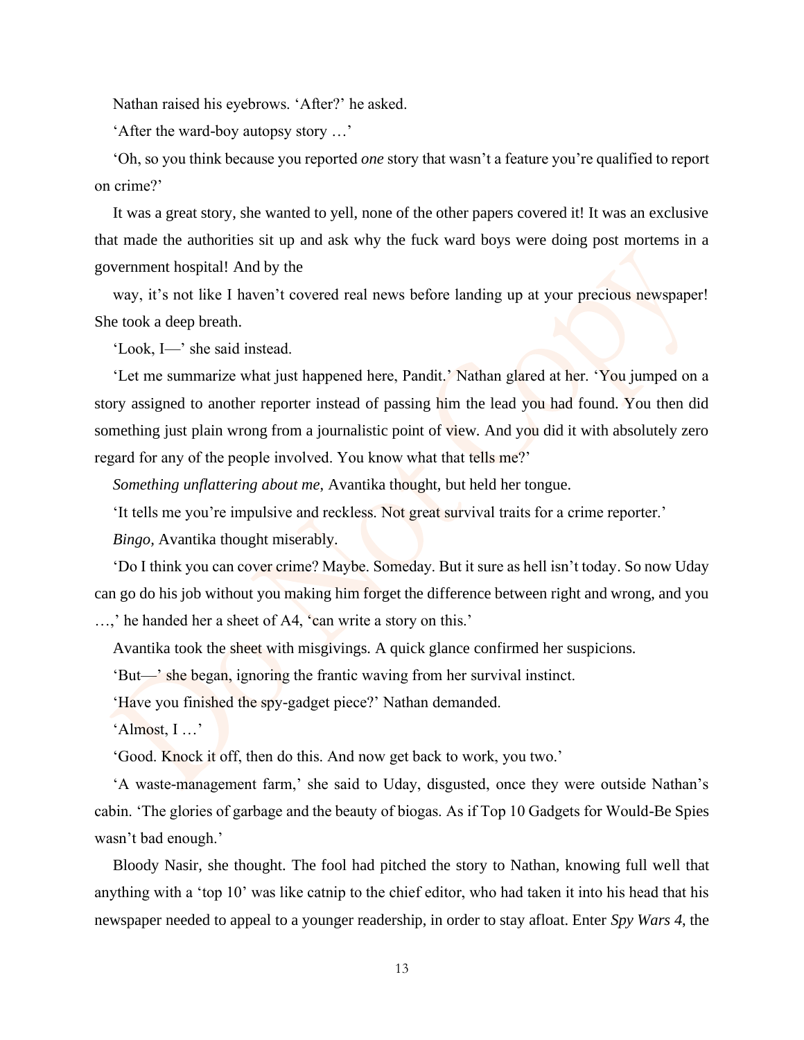Nathan raised his eyebrows. 'After?' he asked.

'After the ward-boy autopsy story …'

'Oh, so you think because you reported *one* story that wasn't a feature you're qualified to report on crime?'

It was a great story, she wanted to yell, none of the other papers covered it! It was an exclusive that made the authorities sit up and ask why the fuck ward boys were doing post mortems in a government hospital! And by the way, it's not like I haven't covered real news before landing up at your precious newspaper! She took a deep breath.

'Look, I—' she said instead.

'Let me summarize what just happened here, Pandit.' Nathan glared at her. 'You jumped on a story assigned to another reporter instead of passing him the lead you had found. You then did something just plain wrong from a journalistic point of view. And you did it with absolutely zero regard for any of the people involved. You know what that tells me?'

*Something unflattering about me*, Avantika thought, but held her tongue.

'It tells me you're impulsive and reckless. Not great survival traits for a crime reporter.'

*Bingo,* Avantika thought miserably.

'Do I think you can cover crime? Maybe. Someday. But it sure as hell isn't today. So now Uday can go do his job without you making him forget the difference between right and wrong, and you …,' he handed her a sheet of A4, 'can write a story on this.'

Avantika took the sheet with misgivings. A quick glance confirmed her suspicions.

'But—' she began, ignoring the frantic waving from her survival instinct.

'Have you finished the spy-gadget piece?' Nathan demanded.

'Almost, I …'

'Good. Knock it off, then do this. And now get back to work, you two.'

'A waste-management farm,' she said to Uday, disgusted, once they were outside Nathan's cabin. 'The glories of garbage and the beauty of biogas. As if Top 10 Gadgets for Would-Be Spies wasn't bad enough.'

Bloody Nasir, she thought. The fool had pitched the story to Nathan, knowing full well that anything with a 'top 10' was like catnip to the chief editor, who had taken it into his head that his newspaper needed to appeal to a younger readership, in order to stay afloat. Enter *Spy Wars 4*, the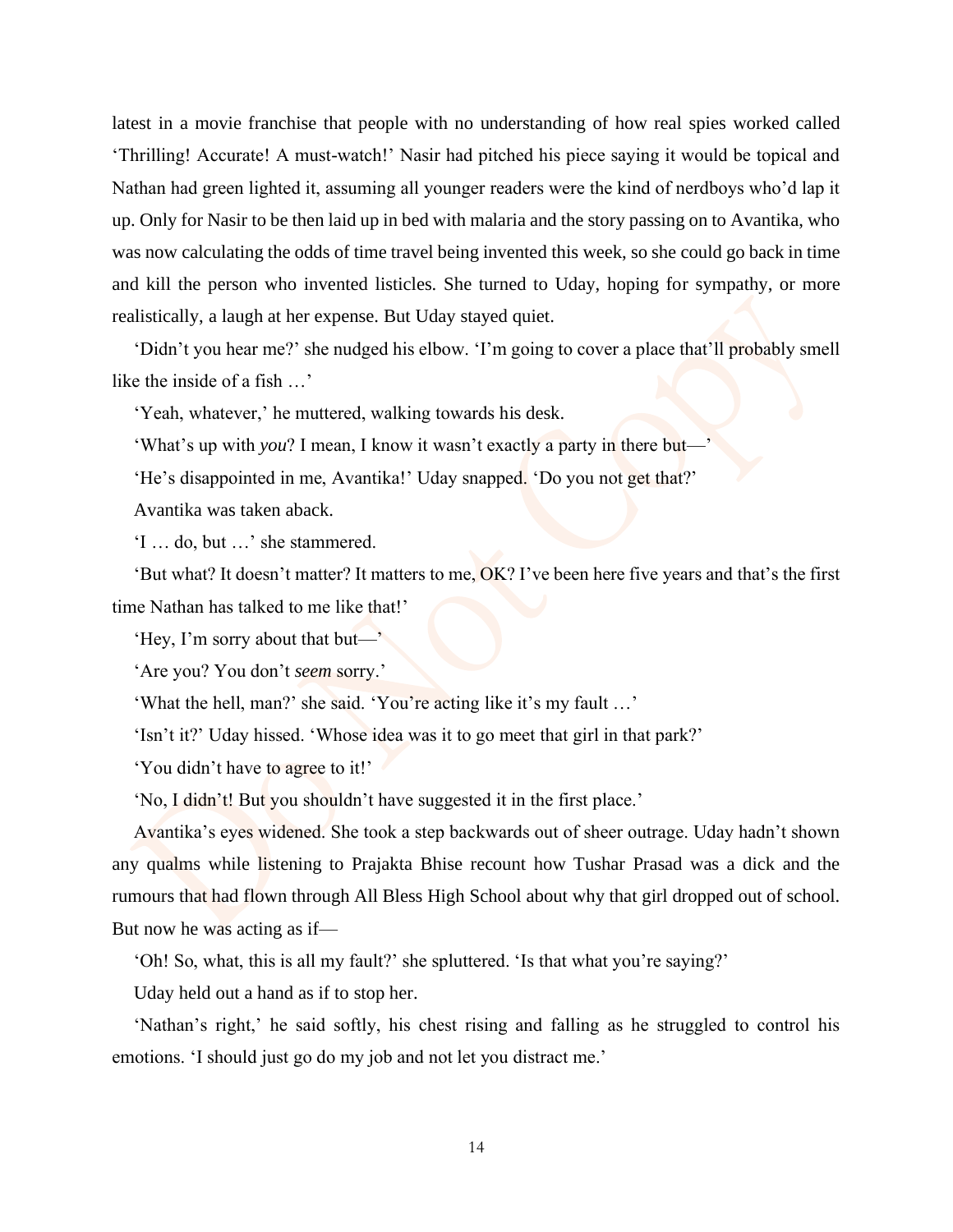latest in a movie franchise that people with no understanding of how real spies worked called 'Thrilling! Accurate! A must-watch!' Nasir had pitched his piece saying it would be topical and Nathan had green lighted it, assuming all younger readers were the kind of nerdboys who'd lap it up. Only for Nasir to be then laid up in bed with malaria and the story passing on to Avantika, who was now calculating the odds of time travel being invented this week, so she could go back in time and kill the person who invented listicles. She turned to Uday, hoping for sympathy, or more realistically, a laugh at her expense. But Uday stayed quiet.

'Didn't you hear me?' she nudged his elbow. 'I'm going to cover a place that'll probably smell like the inside of a fish …'

'Yeah, whatever,' he muttered, walking towards his desk.

'What's up with *you*? I mean, I know it wasn't exactly a party in there but—'

'He's disappointed in me, Avantika!' Uday snapped. 'Do you not get that?'

Avantika was taken aback.

'I … do, but …' she stammered.

'But what? It doesn't matter? It matters to me, OK? I've been here five years and that's the first time Nathan has talked to me like that!'

'Hey, I'm sorry about that but—'

'Are you? You don't *seem* sorry.'

'What the hell, man?' she said. 'You're acting like it's my fault …'

'Isn't it?' Uday hissed. 'Whose idea was it to go meet that girl in that park?'

'You didn't have to agree to it!'

'No, I didn't! But you shouldn't have suggested it in the first place.'

Avantika's eyes widened. She took a step backwards out of sheer outrage. Uday hadn't shown any qualms while listening to Prajakta Bhise recount how Tushar Prasad was a dick and the rumours that had flown through All Bless High School about why that girl dropped out of school. But now he was acting as if—

'Oh! So, what, this is all my fault?' she spluttered. 'Is that what you're saying?'

Uday held out a hand as if to stop her.

'Nathan's right,' he said softly, his chest rising and falling as he struggled to control his emotions. 'I should just go do my job and not let you distract me.'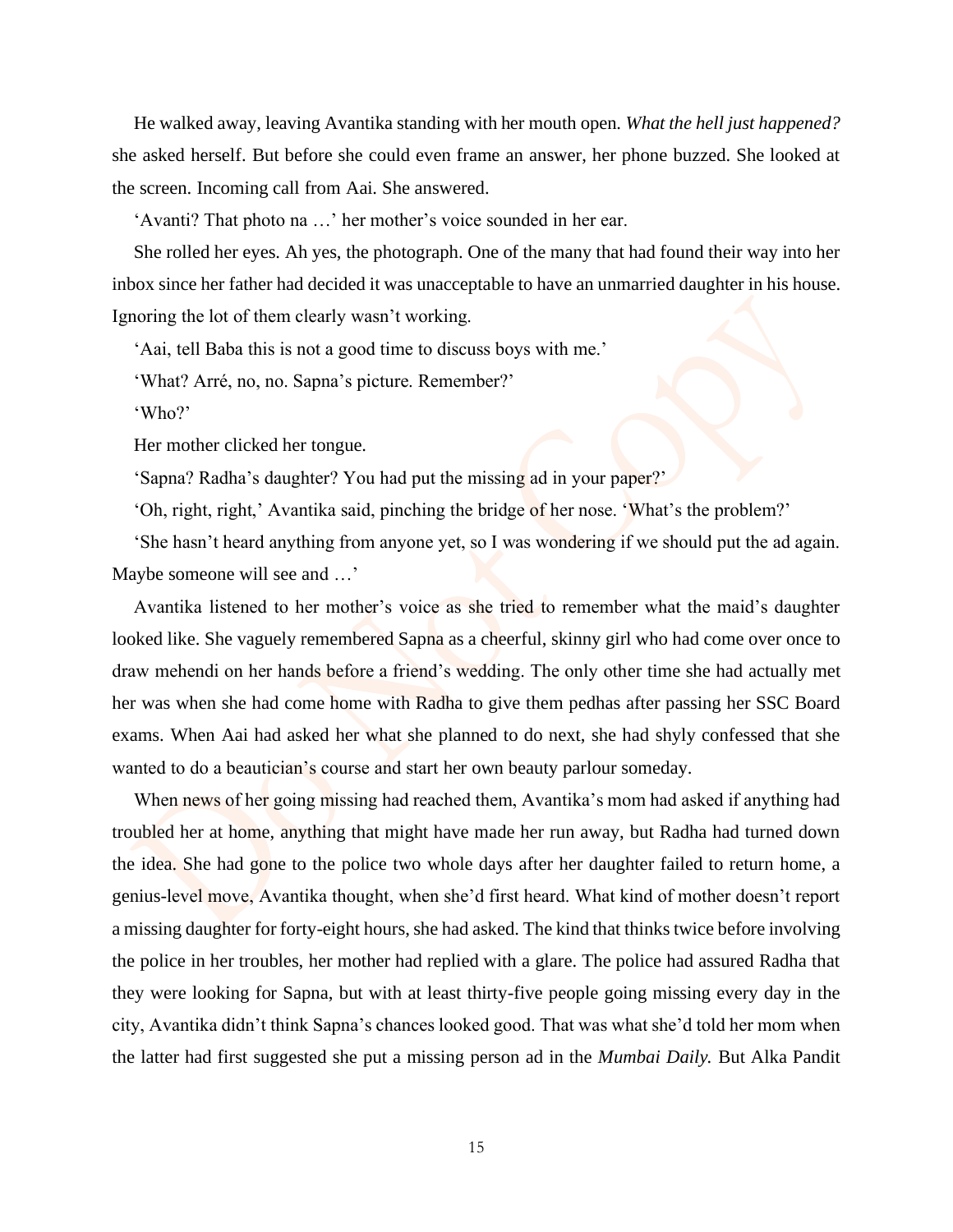He walked away, leaving Avantika standing with her mouth open. *What the hell just happened?* she asked herself. But before she could even frame an answer, her phone buzzed. She looked at the screen. Incoming call from Aai. She answered.

'Avanti? That photo na …' her mother's voice sounded in her ear.

She rolled her eyes. Ah yes, the photograph. One of the many that had found their way into her inbox since her father had decided it was unacceptable to have an unmarried daughter in his house. Ignoring the lot of them clearly wasn't working.

'Aai, tell Baba this is not a good time to discuss boys with me.'

'What? Arré, no, no. Sapna's picture. Remember?'

'Who?'

Her mother clicked her tongue.

'Sapna? Radha's daughter? You had put the missing ad in your paper?'

'Oh, right, right,' Avantika said, pinching the bridge of her nose. 'What's the problem?'

'She hasn't heard anything from anyone yet, so I was wondering if we should put the ad again. Maybe someone will see and …'

Avantika listened to her mother's voice as she tried to remember what the maid's daughter looked like. She vaguely remembered Sapna as a cheerful, skinny girl who had come over once to draw mehendi on her hands before a friend's wedding. The only other time she had actually met her was when she had come home with Radha to give them pedhas after passing her SSC Board exams. When Aai had asked her what she planned to do next, she had shyly confessed that she wanted to do a beautician's course and start her own beauty parlour someday.

When news of her going missing had reached them, Avantika's mom had asked if anything had troubled her at home, anything that might have made her run away, but Radha had turned down the idea. She had gone to the police two whole days after her daughter failed to return home, a genius-level move, Avantika thought, when she'd first heard. What kind of mother doesn't report a missing daughter for forty-eight hours, she had asked. The kind that thinks twice before involving the police in her troubles, her mother had replied with a glare. The police had assured Radha that they were looking for Sapna, but with at least thirty-five people going missing every day in the city, Avantika didn't think Sapna's chances looked good. That was what she'd told her mom when the latter had first suggested she put a missing person ad in the *Mumbai Daily.* But Alka Pandit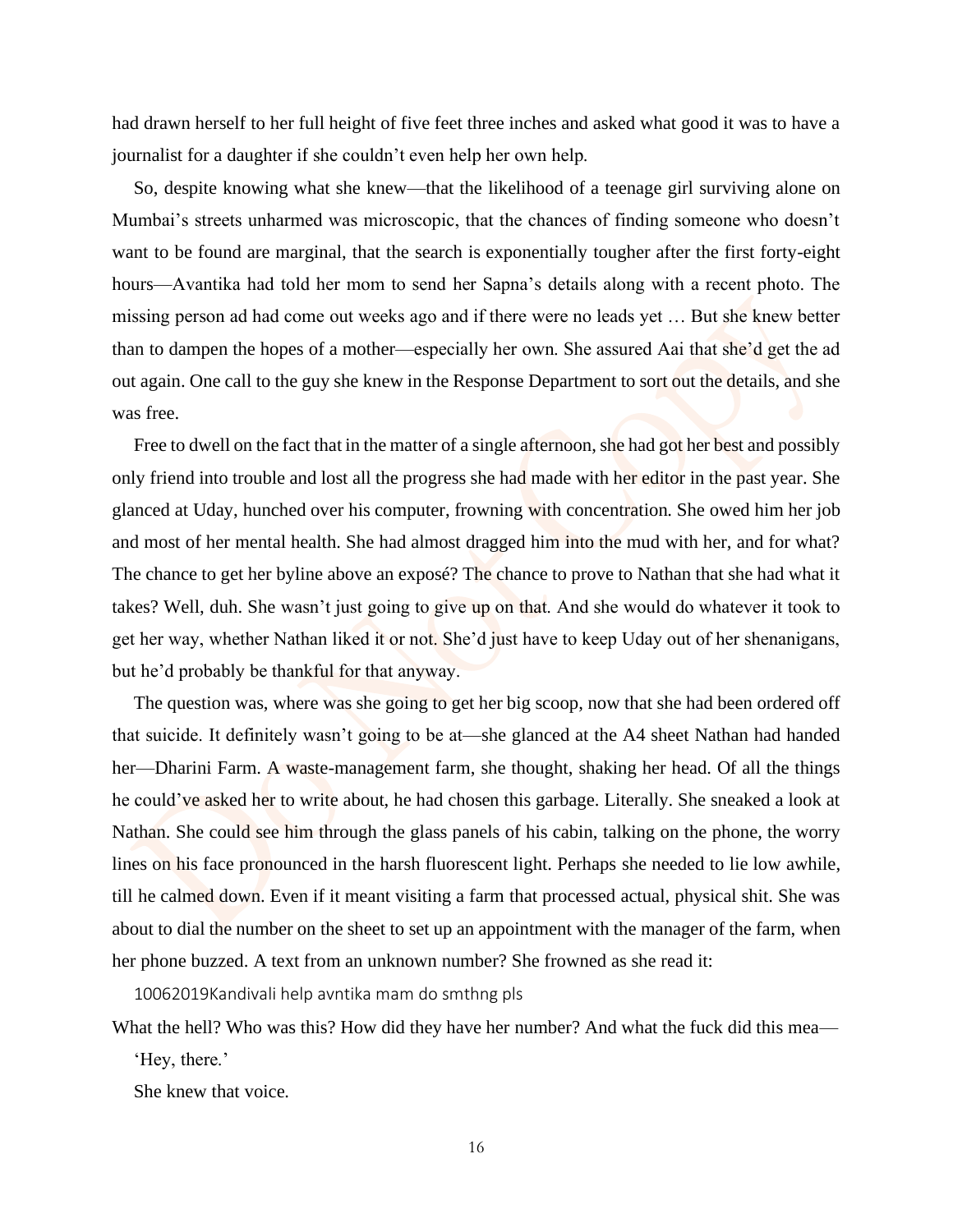had drawn herself to her full height of five feet three inches and asked what good it was to have a journalist for a daughter if she couldn't even help her own help.

So, despite knowing what she knew—that the likelihood of a teenage girl surviving alone on Mumbai's streets unharmed was microscopic, that the chances of finding someone who doesn't want to be found are marginal, that the search is exponentially tougher after the first forty-eight hours—Avantika had told her mom to send her Sapna's details along with a recent photo. The missing person ad had come out weeks ago and if there were no leads yet … But she knew better than to dampen the hopes of a mother—especially her own. She assured Aai that she'd get the ad out again. One call to the guy she knew in the Response Department to sort out the details, and she was free.

Free to dwell on the fact that in the matter of a single afternoon, she had got her best and possibly only friend into trouble and lost all the progress she had made with her editor in the past year. She glanced at Uday, hunched over his computer, frowning with concentration. She owed him her job and most of her mental health. She had almost dragged him into the mud with her, and for what? The chance to get her byline above an exposé? The chance to prove to Nathan that she had what it takes? Well, duh. She wasn't just going to give up on that. And she would do whatever it took to get her way, whether Nathan liked it or not. She'd just have to keep Uday out of her shenanigans, but he'd probably be thankful for that anyway.

The question was, where was she going to get her big scoop, now that she had been ordered off that suicide. It definitely wasn't going to be at—she glanced at the A4 sheet Nathan had handed her—Dharini Farm. A waste-management farm, she thought, shaking her head. Of all the things he could've asked her to write about, he had chosen this garbage. Literally. She sneaked a look at Nathan. She could see him through the glass panels of his cabin, talking on the phone, the worry lines on his face pronounced in the harsh fluorescent light. Perhaps she needed to lie low awhile, till he calmed down. Even if it meant visiting a farm that processed actual, physical shit. She was about to dial the number on the sheet to set up an appointment with the manager of the farm, when her phone buzzed. A text from an unknown number? She frowned as she read it:

10062019Kandivali help avntika mam do smthng pls

What the hell? Who was this? How did they have her number? And what the fuck did this mea—

'Hey, there.'

She knew that voice.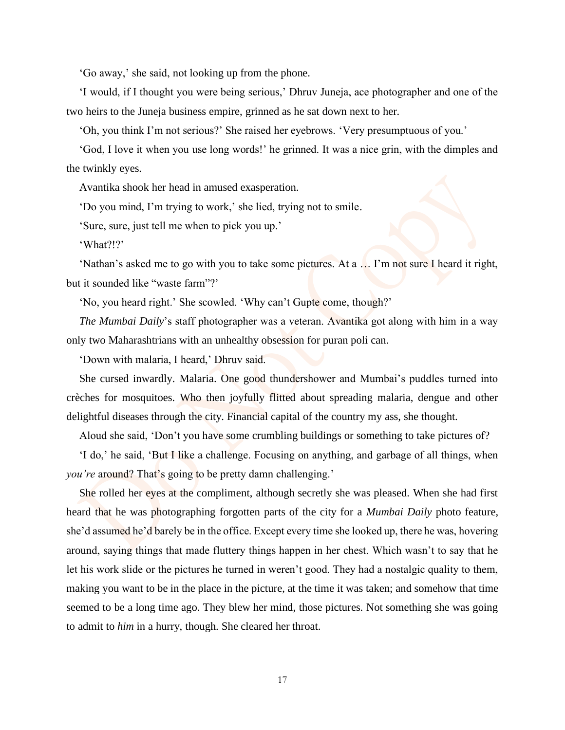'Go away,' she said, not looking up from the phone.

'I would, if I thought you were being serious,' Dhruv Juneja, ace photographer and one of the two heirs to the Juneja business empire, grinned as he sat down next to her.

'Oh, you think I'm not serious?' She raised her eyebrows. 'Very presumptuous of you.'

'God, I love it when you use long words!' he grinned. It was a nice grin, with the dimples and the twinkly eyes.

Avantika shook her head in amused exasperation.

'Do you mind, I'm trying to work,' she lied, trying not to smile.

'Sure, sure, just tell me when to pick you up.'

'What?!?'

'Nathan's asked me to go with you to take some pictures. At a … I'm not sure I heard it right, but it sounded like "waste farm"?'

'No, you heard right.' She scowled. 'Why can't Gupte come, though?'

*The Mumbai Daily*'s staff photographer was a veteran. Avantika got along with him in a way only two Maharashtrians with an unhealthy obsession for puran poli can.

'Down with malaria, I heard,' Dhruv said.

She cursed inwardly. Malaria. One good thundershower and Mumbai's puddles turned into crèches for mosquitoes. Who then joyfully flitted about spreading malaria, dengue and other delightful diseases through the city. Financial capital of the country my ass, she thought.

Aloud she said, 'Don't you have some crumbling buildings or something to take pictures of?

'I do,' he said, 'But I like a challenge. Focusing on anything, and garbage of all things, when *you're* around? That's going to be pretty damn challenging.'

She rolled her eyes at the compliment, although secretly she was pleased. When she had first heard that he was photographing forgotten parts of the city for a *Mumbai Daily* photo feature, she'd assumed he'd barely be in the office. Except every time she looked up, there he was, hovering around, saying things that made fluttery things happen in her chest. Which wasn't to say that he let his work slide or the pictures he turned in weren't good. They had a nostalgic quality to them, making you want to be in the place in the picture, at the time it was taken; and somehow that time seemed to be a long time ago. They blew her mind, those pictures. Not something she was going to admit to *him* in a hurry, though. She cleared her throat.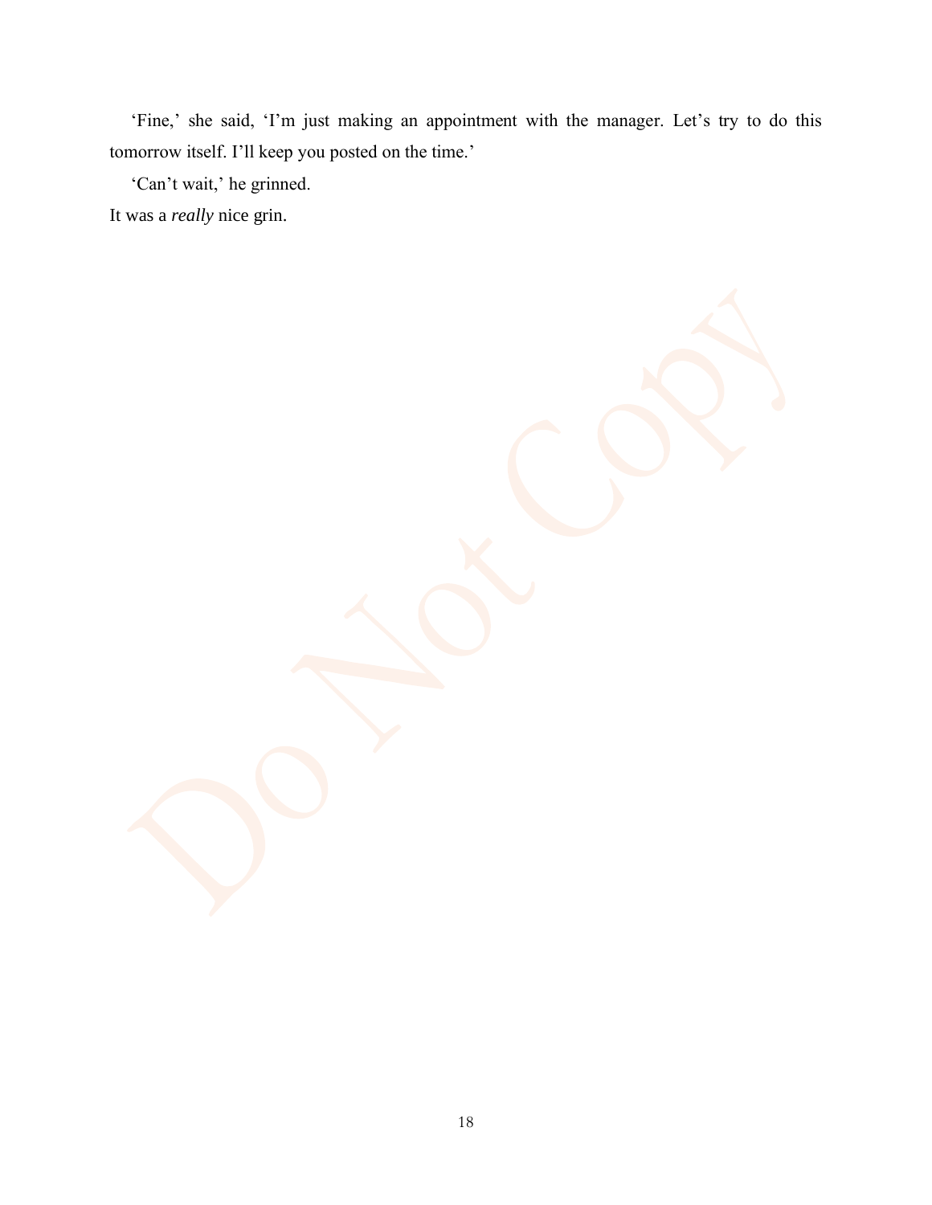'Fine,' she said, 'I'm just making an appointment with the manager. Let's try to do this tomorrow itself. I'll keep you posted on the time.'

'Can't wait,' he grinned.

It was a *really* nice grin.